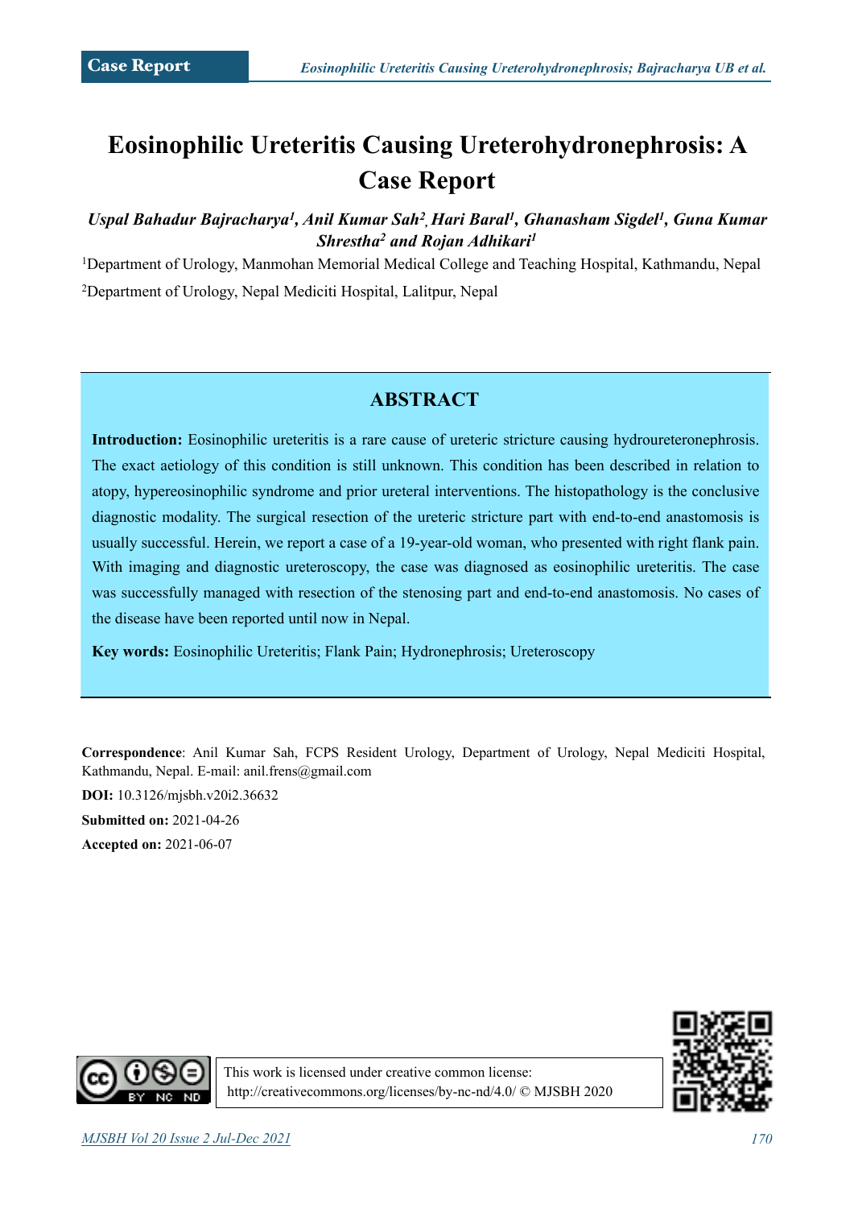Case Report

# Eosinophilic Ureteritis Causing Ureterohydronephrosis: A Case Report

***Uspal Bahadur Bajracharya[1], Anil Kumar Sah[2], Hari Baral[1], Ghanasham Sigdel[1], Guna Kumar Shrestha[2] and Rojan Adhikari[1]***

[1]Department of Urology, Manmohan Memorial Medical College and Teaching Hospital, Kathmandu, Nepal

[2]Department of Urology, Nepal Mediciti Hospital, Lalitpur, Nepal

## ABSTRACT

**Introduction:** Eosinophilic ureteritis is a rare cause of ureteric stricture causing hydroureteronephrosis. The exact aetiology of this condition is still unknown. This condition has been described in relation to atopy, hypereosinophilic syndrome and prior ureteral interventions. The histopathology is the conclusive diagnostic modality. The surgical resection of the ureteric stricture part with end-to-end anastomosis is usually successful. Herein, we report a case of a 19-year-old woman, who presented with right flank pain. With imaging and diagnostic ureteroscopy, the case was diagnosed as eosinophilic ureteritis. The case was successfully managed with resection of the stenosing part and end-to-end anastomosis. No cases of the disease have been reported until now in Nepal.

**Key words:** Eosinophilic Ureteritis; Flank Pain; Hydronephrosis; Ureteroscopy

**Correspondence**: Anil Kumar Sah, FCPS Resident Urology, Department of Urology, Nepal Mediciti Hospital, Kathmandu, Nepal. E-mail: anil.frens@gmail.com

**DOI:** 10.3126/mjsbh.v20i2.36632

**Submitted on:** 2021-04-26

**Accepted on:** 2021-06-07

This work is licensed under creative common license: http://creativecommons.org/licenses/by-nc-nd/4.0/ © MJSBH 2020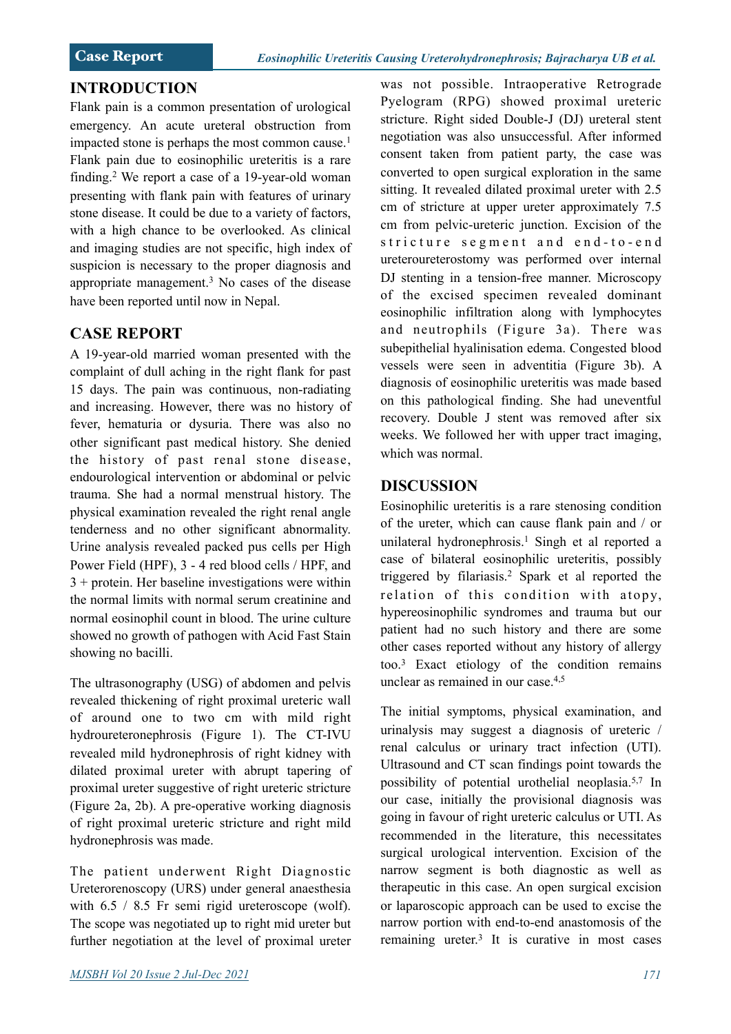## INTRODUCTION

Flank pain is a common presentation of urological emergency. An acute ureteral obstruction from impacted stone is perhaps the most common cause.[1] Flank pain due to eosinophilic ureteritis is a rare finding.[2] We report a case of a 19-year-old woman presenting with flank pain with features of urinary stone disease. It could be due to a variety of factors, with a high chance to be overlooked. As clinical and imaging studies are not specific, high index of suspicion is necessary to the proper diagnosis and appropriate management.[3] No cases of the disease have been reported until now in Nepal.

## CASE REPORT

A 19-year-old married woman presented with the complaint of dull aching in the right flank for past 15 days. The pain was continuous, non-radiating and increasing. However, there was no history of fever, hematuria or dysuria. There was also no other significant past medical history. She denied the history of past renal stone disease, endourological intervention or abdominal or pelvic trauma. She had a normal menstrual history. The physical examination revealed the right renal angle tenderness and no other significant abnormality. Urine analysis revealed packed pus cells per High Power Field (HPF), 3 - 4 red blood cells / HPF, and 3 + protein. Her baseline investigations were within the normal limits with normal serum creatinine and normal eosinophil count in blood. The urine culture showed no growth of pathogen with Acid Fast Stain showing no bacilli.

The ultrasonography (USG) of abdomen and pelvis revealed thickening of right proximal ureteric wall of around one to two cm with mild right hydroureteronephrosis (Figure 1). The CT-IVU revealed mild hydronephrosis of right kidney with dilated proximal ureter with abrupt tapering of proximal ureter suggestive of right ureteric stricture (Figure 2a, 2b). A pre-operative working diagnosis of right proximal ureteric stricture and right mild hydronephrosis was made.

The patient underwent Right Diagnostic Ureterorenoscopy (URS) under general anaesthesia with 6.5 / 8.5 Fr semi rigid ureteroscope (wolf). The scope was negotiated up to right mid ureter but further negotiation at the level of proximal ureter was not possible. Intraoperative Retrograde Pyelogram (RPG) showed proximal ureteric stricture. Right sided Double-J (DJ) ureteral stent negotiation was also unsuccessful. After informed consent taken from patient party, the case was converted to open surgical exploration in the same sitting. It revealed dilated proximal ureter with 2.5 cm of stricture at upper ureter approximately 7.5 cm from pelvic-ureteric junction. Excision of the stricture segment and end-to-end ureteroureterostomy was performed over internal DJ stenting in a tension-free manner. Microscopy of the excised specimen revealed dominant eosinophilic infiltration along with lymphocytes and neutrophils (Figure 3a). There was subepithelial hyalinisation edema. Congested blood vessels were seen in adventitia (Figure 3b). A diagnosis of eosinophilic ureteritis was made based on this pathological finding. She had uneventful recovery. Double J stent was removed after six weeks. We followed her with upper tract imaging, which was normal.

## DISCUSSION

Eosinophilic ureteritis is a rare stenosing condition of the ureter, which can cause flank pain and / or unilateral hydronephrosis.[1] Singh et al reported a case of bilateral eosinophilic ureteritis, possibly triggered by filariasis.[2] Spark et al reported the relation of this condition with atopy, hypereosinophilic syndromes and trauma but our patient had no such history and there are some other cases reported without any history of allergy too.[3] Exact etiology of the condition remains unclear as remained in our case.[4,5]

The initial symptoms, physical examination, and urinalysis may suggest a diagnosis of ureteric / renal calculus or urinary tract infection (UTI). Ultrasound and CT scan findings point towards the possibility of potential urothelial neoplasia.[5,7] In our case, initially the provisional diagnosis was going in favour of right ureteric calculus or UTI. As recommended in the literature, this necessitates surgical urological intervention. Excision of the narrow segment is both diagnostic as well as therapeutic in this case. An open surgical excision or laparoscopic approach can be used to excise the narrow portion with end-to-end anastomosis of the remaining ureter.[3] It is curative in most cases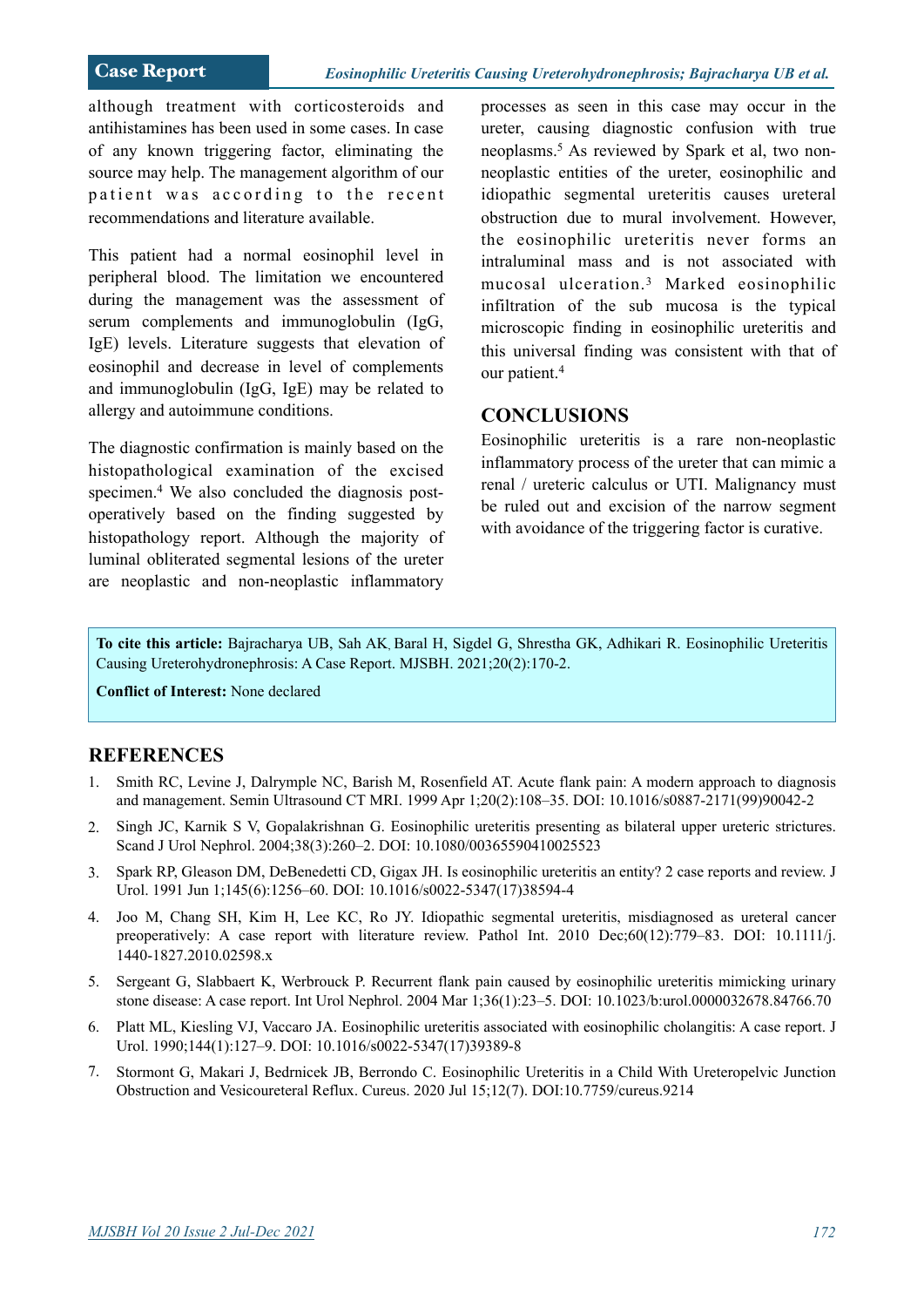although treatment with corticosteroids and antihistamines has been used in some cases. In case of any known triggering factor, eliminating the source may help. The management algorithm of our patient was according to the recent recommendations and literature available.

This patient had a normal eosinophil level in peripheral blood. The limitation we encountered during the management was the assessment of serum complements and immunoglobulin (IgG, IgE) levels. Literature suggests that elevation of eosinophil and decrease in level of complements and immunoglobulin (IgG, IgE) may be related to allergy and autoimmune conditions.

The diagnostic confirmation is mainly based on the histopathological examination of the excised specimen.[4] We also concluded the diagnosis post-operatively based on the finding suggested by histopathology report. Although the majority of luminal obliterated segmental lesions of the ureter are neoplastic and non-neoplastic inflammatory processes as seen in this case may occur in the ureter, causing diagnostic confusion with true neoplasms.[5] As reviewed by Spark et al, two non-neoplastic entities of the ureter, eosinophilic and idiopathic segmental ureteritis causes ureteral obstruction due to mural involvement. However, the eosinophilic ureteritis never forms an intraluminal mass and is not associated with mucosal ulceration.[3] Marked eosinophilic infiltration of the sub mucosa is the typical microscopic finding in eosinophilic ureteritis and this universal finding was consistent with that of our patient.[4]

## CONCLUSIONS

Eosinophilic ureteritis is a rare non-neoplastic inflammatory process of the ureter that can mimic a renal / ureteric calculus or UTI. Malignancy must be ruled out and excision of the narrow segment with avoidance of the triggering factor is curative.

**To cite this article:** Bajracharya UB, Sah AK, Baral H, Sigdel G, Shrestha GK, Adhikari R. Eosinophilic Ureteritis Causing Ureterohydronephrosis: A Case Report. MJSBH. 2021;20(2):170-2.

**Conflict of Interest:** None declared

## REFERENCES

1. Smith RC, Levine J, Dalrymple NC, Barish M, Rosenfield AT. Acute flank pain: A modern approach to diagnosis and management. Semin Ultrasound CT MRI. 1999 Apr 1;20(2):108–35. DOI: 10.1016/s0887-2171(99)90042-2
2. Singh JC, Karnik S V, Gopalakrishnan G. Eosinophilic ureteritis presenting as bilateral upper ureteric strictures. Scand J Urol Nephrol. 2004;38(3):260–2. DOI: 10.1080/00365590410025523
3. Spark RP, Gleason DM, DeBenedetti CD, Gigax JH. Is eosinophilic ureteritis an entity? 2 case reports and review. J Urol. 1991 Jun 1;145(6):1256–60. DOI: 10.1016/s0022-5347(17)38594-4
4. Joo M, Chang SH, Kim H, Lee KC, Ro JY. Idiopathic segmental ureteritis, misdiagnosed as ureteral cancer preoperatively: A case report with literature review. Pathol Int. 2010 Dec;60(12):779–83. DOI: 10.1111/j.1440-1827.2010.02598.x
5. Sergeant G, Slabbaert K, Werbrouck P. Recurrent flank pain caused by eosinophilic ureteritis mimicking urinary stone disease: A case report. Int Urol Nephrol. 2004 Mar 1;36(1):23–5. DOI: 10.1023/b:urol.0000032678.84766.70
6. Platt ML, Kiesling VJ, Vaccaro JA. Eosinophilic ureteritis associated with eosinophilic cholangitis: A case report. J Urol. 1990;144(1):127–9. DOI: 10.1016/s0022-5347(17)39389-8
7. Stormont G, Makari J, Bednricek JB, Berrondo C. Eosinophilic Ureteritis in a Child With Ureteropelvic Junction Obstruction and Vesicoureteral Reflux. Cureus. 2020 Jul 15;12(7). DOI:10.7759/cureus.9214